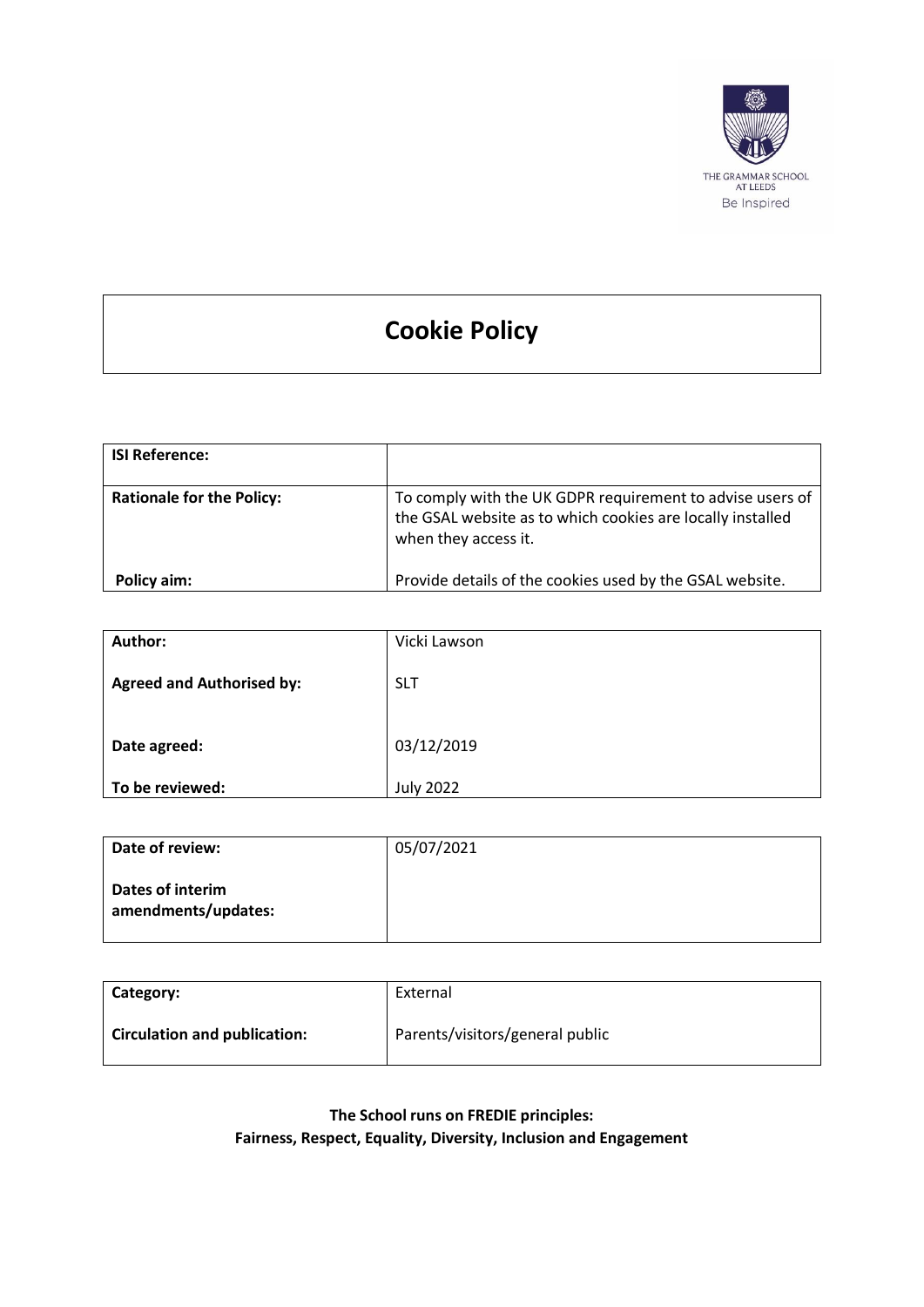THE GRAMMAR SCHOOL AT LEEDS

Be Inspired

# Cookie Policy

| ISI Reference: | |
|---|---|
| Rationale for the Policy: | To comply with the UK GDPR requirement to advise users of the GSAL website as to which cookies are locally installed when they access it. |
| Policy aim: | Provide details of the cookies used by the GSAL website. |

| Author: | Vicki Lawson |
|---|---|
| Agreed and Authorised by: | SLT |
| Date agreed: | 03/12/2019 |
| To be reviewed: | July 2022 |

| Date of review: | 05/07/2021 |
|---|---|
| Dates of interim amendments/updates: | |

| Category: | External |
|---|---|
| Circulation and publication: | Parents/visitors/general public |

**The School runs on FREDIE principles:**
**Fairness, Respect, Equality, Diversity, Inclusion and Engagement**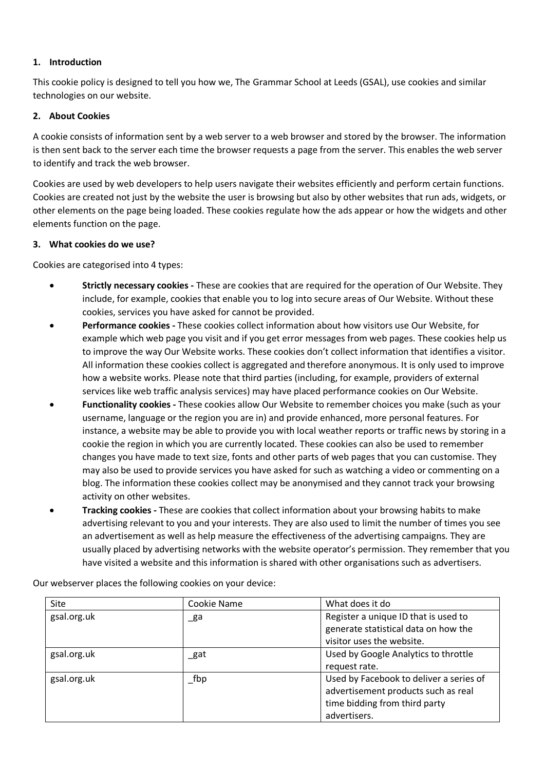## 1. Introduction

This cookie policy is designed to tell you how we, The Grammar School at Leeds (GSAL), use cookies and similar technologies on our website.

## 2. About Cookies

A cookie consists of information sent by a web server to a web browser and stored by the browser. The information is then sent back to the server each time the browser requests a page from the server. This enables the web server to identify and track the web browser.

Cookies are used by web developers to help users navigate their websites efficiently and perform certain functions. Cookies are created not just by the website the user is browsing but also by other websites that run ads, widgets, or other elements on the page being loaded. These cookies regulate how the ads appear or how the widgets and other elements function on the page.

## 3. What cookies do we use?

Cookies are categorised into 4 types:

- **Strictly necessary cookies -** These are cookies that are required for the operation of Our Website. They include, for example, cookies that enable you to log into secure areas of Our Website. Without these cookies, services you have asked for cannot be provided.
- **Performance cookies -** These cookies collect information about how visitors use Our Website, for example which web page you visit and if you get error messages from web pages. These cookies help us to improve the way Our Website works. These cookies don't collect information that identifies a visitor. All information these cookies collect is aggregated and therefore anonymous. It is only used to improve how a website works. Please note that third parties (including, for example, providers of external services like web traffic analysis services) may have placed performance cookies on Our Website.
- **Functionality cookies -** These cookies allow Our Website to remember choices you make (such as your username, language or the region you are in) and provide enhanced, more personal features. For instance, a website may be able to provide you with local weather reports or traffic news by storing in a cookie the region in which you are currently located. These cookies can also be used to remember changes you have made to text size, fonts and other parts of web pages that you can customise. They may also be used to provide services you have asked for such as watching a video or commenting on a blog. The information these cookies collect may be anonymised and they cannot track your browsing activity on other websites.
- **Tracking cookies -** These are cookies that collect information about your browsing habits to make advertising relevant to you and your interests. They are also used to limit the number of times you see an advertisement as well as help measure the effectiveness of the advertising campaigns. They are usually placed by advertising networks with the website operator's permission. They remember that you have visited a website and this information is shared with other organisations such as advertisers.

Our webserver places the following cookies on your device:

| Site | Cookie Name | What does it do |
|---|---|---|
| gsal.org.uk | _ga | Register a unique ID that is used to generate statistical data on how the visitor uses the website. |
| gsal.org.uk | _gat | Used by Google Analytics to throttle request rate. |
| gsal.org.uk | _fbp | Used by Facebook to deliver a series of advertisement products such as real time bidding from third party advertisers. |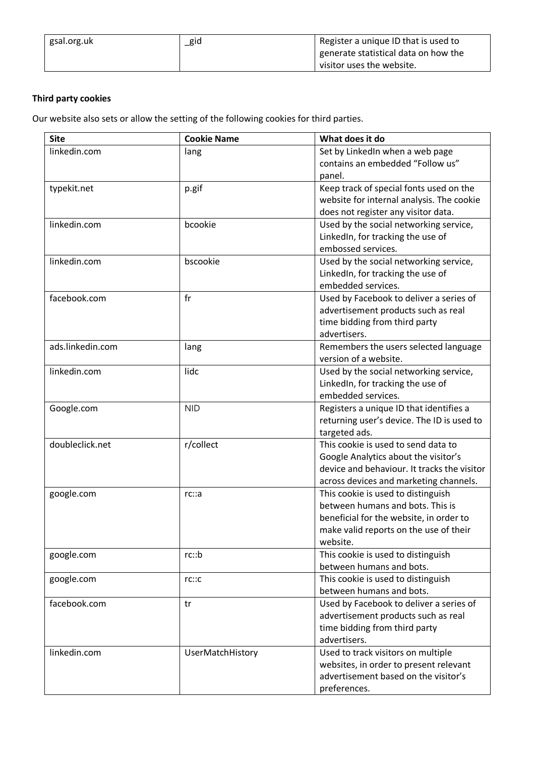| gsal.org.uk | _gid | Register a unique ID that is used to generate statistical data on how the visitor uses the website. |
|---|---|---|

**Third party cookies**

Our website also sets or allow the setting of the following cookies for third parties.

| Site | Cookie Name | What does it do |
|---|---|---|
| linkedin.com | lang | Set by LinkedIn when a web page contains an embedded “Follow us” panel. |
| typekit.net | p.gif | Keep track of special fonts used on the website for internal analysis. The cookie does not register any visitor data. |
| linkedin.com | bcookie | Used by the social networking service, LinkedIn, for tracking the use of embossed services. |
| linkedin.com | bscookie | Used by the social networking service, LinkedIn, for tracking the use of embedded services. |
| facebook.com | fr | Used by Facebook to deliver a series of advertisement products such as real time bidding from third party advertisers. |
| ads.linkedin.com | lang | Remembers the users selected language version of a website. |
| linkedin.com | lidc | Used by the social networking service, LinkedIn, for tracking the use of embedded services. |
| Google.com | NID | Registers a unique ID that identifies a returning user’s device. The ID is used to targeted ads. |
| doubleclick.net | r/collect | This cookie is used to send data to Google Analytics about the visitor’s device and behaviour. It tracks the visitor across devices and marketing channels. |
| google.com | rc::a | This cookie is used to distinguish between humans and bots. This is beneficial for the website, in order to make valid reports on the use of their website. |
| google.com | rc::b | This cookie is used to distinguish between humans and bots. |
| google.com | rc::c | This cookie is used to distinguish between humans and bots. |
| facebook.com | tr | Used by Facebook to deliver a series of advertisement products such as real time bidding from third party advertisers. |
| linkedin.com | UserMatchHistory | Used to track visitors on multiple websites, in order to present relevant advertisement based on the visitor’s preferences. |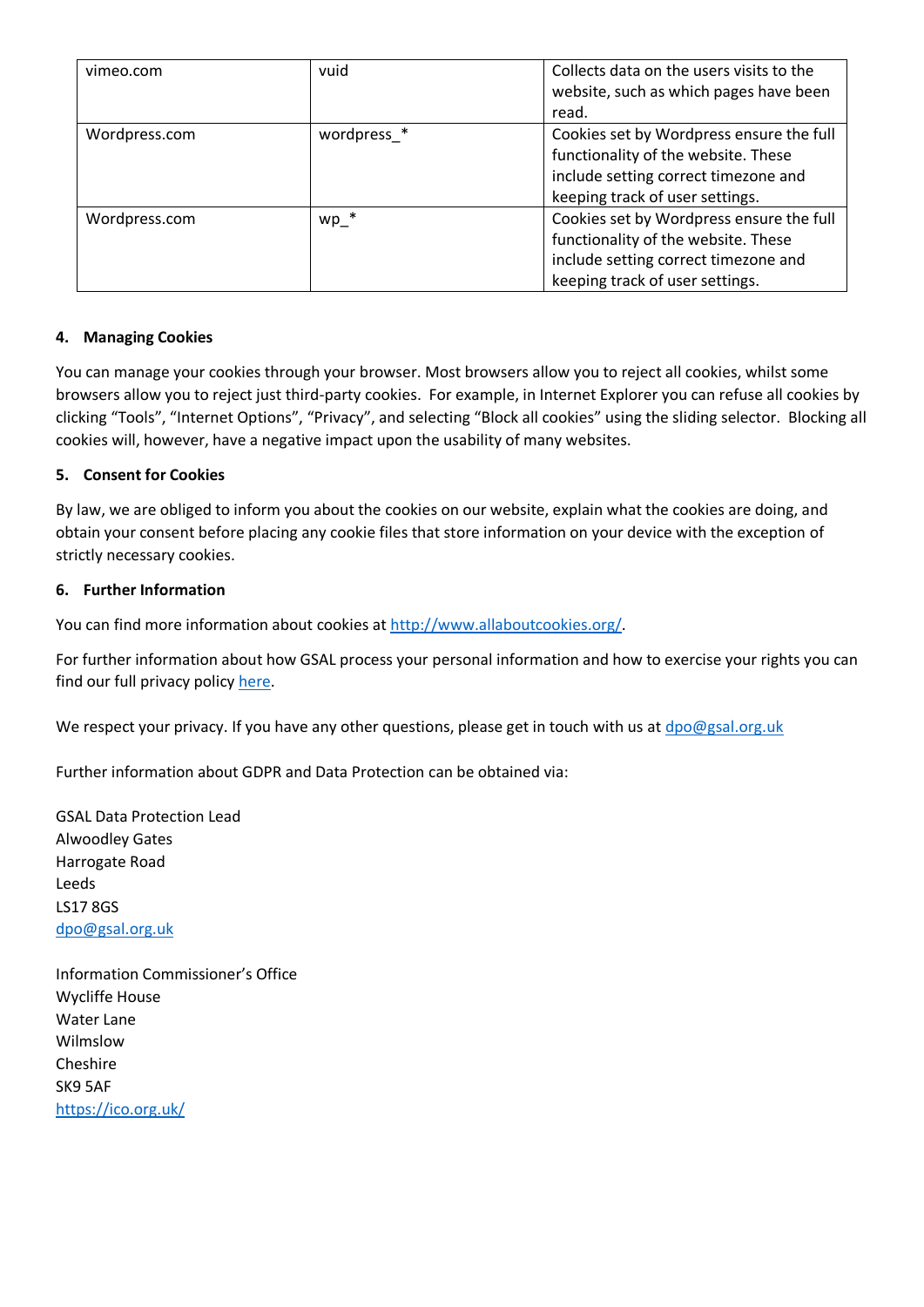| | | |
|---|---|---|
| vimeo.com | vuid | Collects data on the users visits to the website, such as which pages have been read. |
| Wordpress.com | wordpress_* | Cookies set by Wordpress ensure the full functionality of the website. These include setting correct timezone and keeping track of user settings. |
| Wordpress.com | wp_* | Cookies set by Wordpress ensure the full functionality of the website. These include setting correct timezone and keeping track of user settings. |

**4. Managing Cookies**

You can manage your cookies through your browser. Most browsers allow you to reject all cookies, whilst some browsers allow you to reject just third-party cookies. For example, in Internet Explorer you can refuse all cookies by clicking "Tools", "Internet Options", "Privacy", and selecting "Block all cookies" using the sliding selector. Blocking all cookies will, however, have a negative impact upon the usability of many websites.

**5. Consent for Cookies**

By law, we are obliged to inform you about the cookies on our website, explain what the cookies are doing, and obtain your consent before placing any cookie files that store information on your device with the exception of strictly necessary cookies.

**6. Further Information**

You can find more information about cookies at [http://www.allaboutcookies.org/](http://www.allaboutcookies.org/).

For further information about how GSAL process your personal information and how to exercise your rights you can find our full privacy policy here.

We respect your privacy. If you have any other questions, please get in touch with us at [dpo@gsal.org.uk](mailto:dpo@gsal.org.uk)

Further information about GDPR and Data Protection can be obtained via:

GSAL Data Protection Lead
Alwoodley Gates
Harrogate Road
Leeds
LS17 8GS
[dpo@gsal.org.uk](mailto:dpo@gsal.org.uk)

Information Commissioner's Office
Wycliffe House
Water Lane
Wilmslow
Cheshire
SK9 5AF
[https://ico.org.uk/](https://ico.org.uk/)